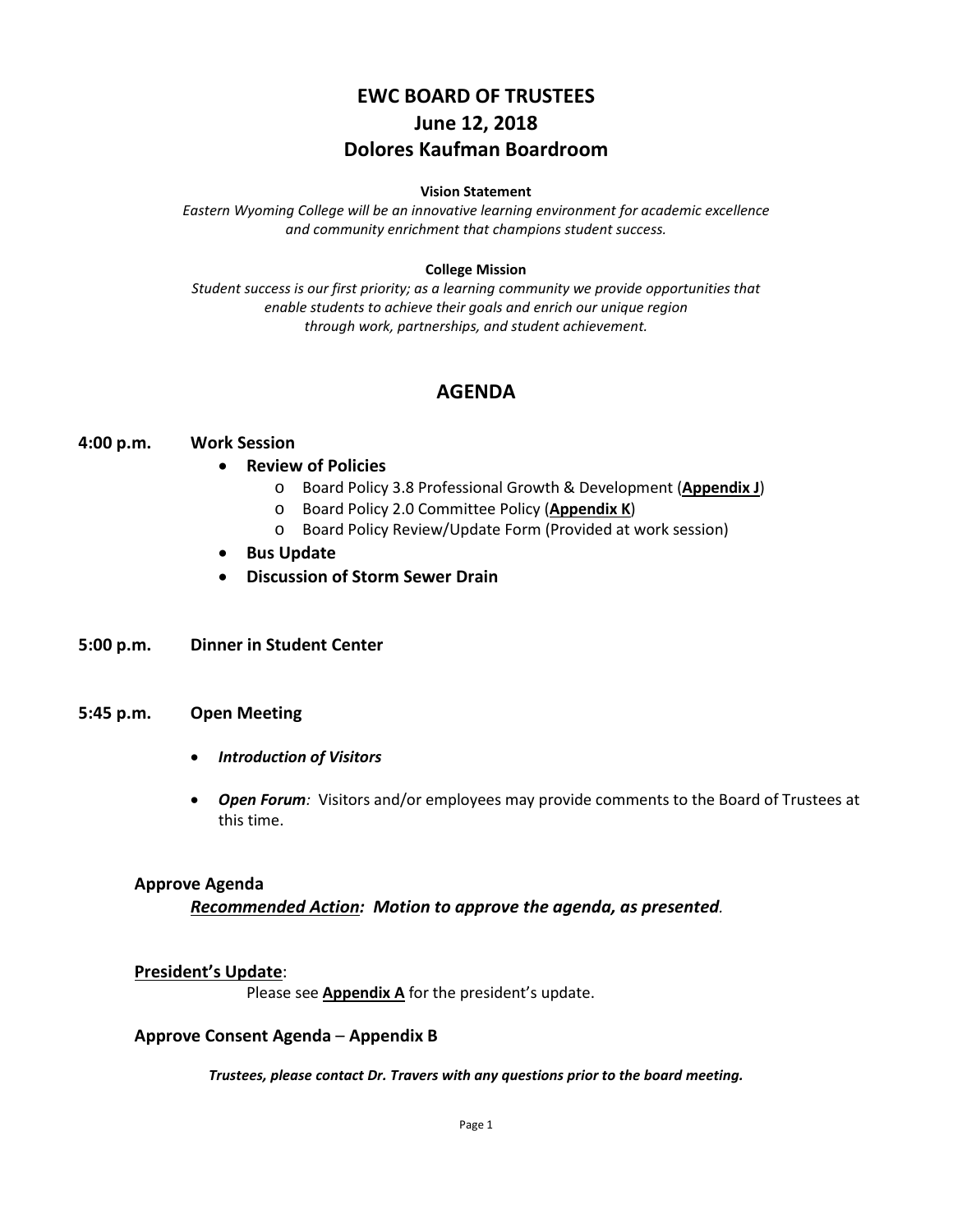# EWC BOARD OF TRUSTEES
# June 12, 2018
# Dolores Kaufman Boardroom

**Vision Statement**

*Eastern Wyoming College will be an innovative learning environment for academic excellence and community enrichment that champions student success.*

**College Mission**

*Student success is our first priority; as a learning community we provide opportunities that enable students to achieve their goals and enrich our unique region through work, partnerships, and student achievement.*

## AGENDA

**4:00 p.m. Work Session**

- **Review of Policies**
  - Board Policy 3.8 Professional Growth & Development (**Appendix J**)
  - Board Policy 2.0 Committee Policy (**Appendix K**)
  - Board Policy Review/Update Form (Provided at work session)
- **Bus Update**
- **Discussion of Storm Sewer Drain**

**5:00 p.m. Dinner in Student Center**

**5:45 p.m. Open Meeting**

- ***Introduction of Visitors***
- ***Open Forum**:* Visitors and/or employees may provide comments to the Board of Trustees at this time.

**Approve Agenda**

***Recommended Action:* *Motion to approve the agenda, as presented*.**

**President's Update**:

Please see **Appendix A** for the president's update.

**Approve Consent Agenda** – **Appendix B**

***Trustees, please contact Dr. Travers with any questions prior to the board meeting.***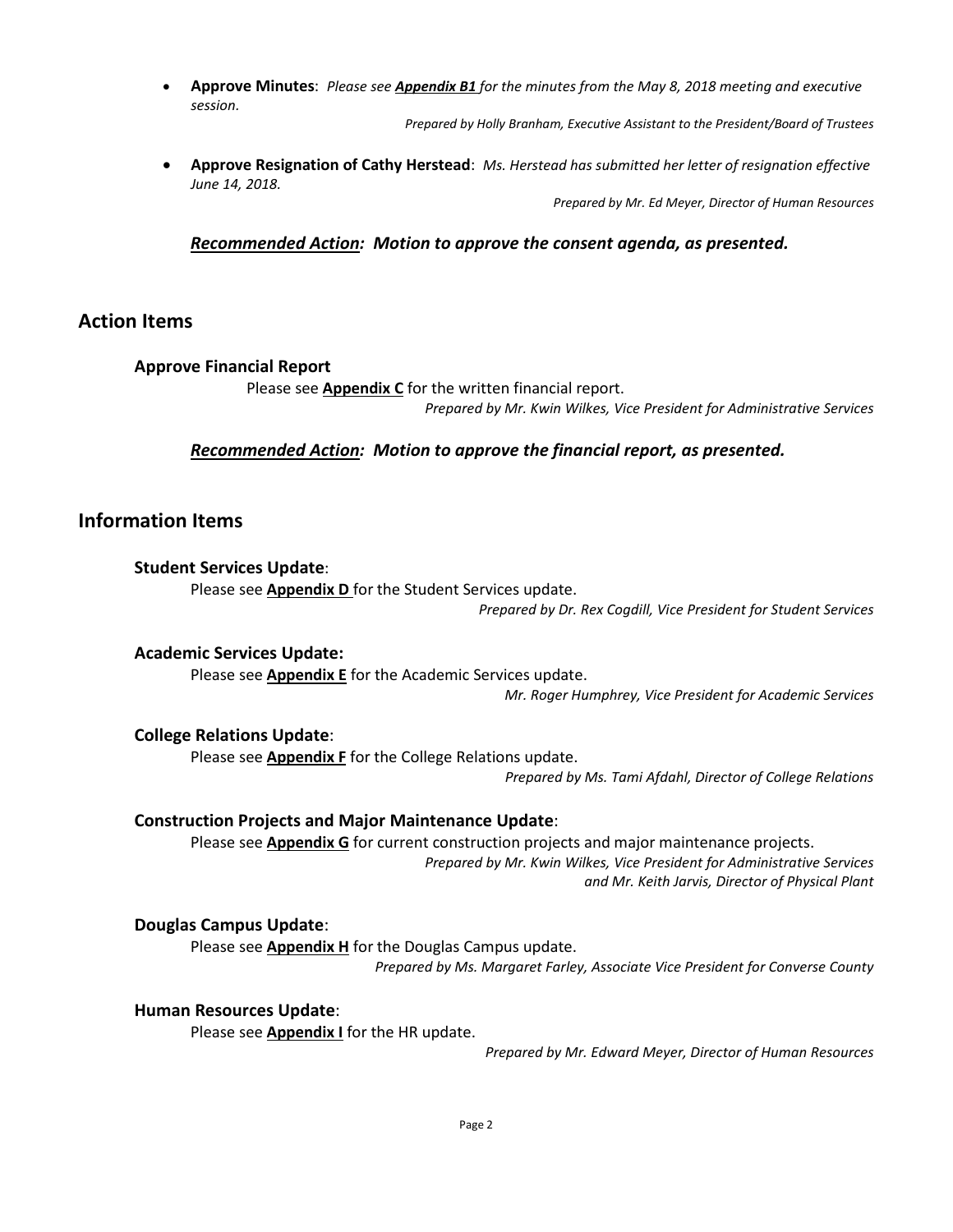- **Approve Minutes**: *Please see **Appendix B1** for the minutes from the May 8, 2018 meeting and executive session.*

  *Prepared by Holly Branham, Executive Assistant to the President/Board of Trustees*

- **Approve Resignation of Cathy Herstead**: *Ms. Herstead has submitted her letter of resignation effective June 14, 2018.*

  *Prepared by Mr. Ed Meyer, Director of Human Resources*

***Recommended Action*: *Motion to approve the consent agenda, as presented.***

## Action Items

### Approve Financial Report

Please see **Appendix C** for the written financial report.

*Prepared by Mr. Kwin Wilkes, Vice President for Administrative Services*

***Recommended Action*: *Motion to approve the financial report, as presented.***

## Information Items

### Student Services Update:

Please see **Appendix D** for the Student Services update.

*Prepared by Dr. Rex Cogdill, Vice President for Student Services*

### Academic Services Update:

Please see **Appendix E** for the Academic Services update.

*Mr. Roger Humphrey, Vice President for Academic Services*

### College Relations Update:

Please see **Appendix F** for the College Relations update.

*Prepared by Ms. Tami Afdahl, Director of College Relations*

### Construction Projects and Major Maintenance Update:

Please see **Appendix G** for current construction projects and major maintenance projects.

*Prepared by Mr. Kwin Wilkes, Vice President for Administrative Services and Mr. Keith Jarvis, Director of Physical Plant*

### Douglas Campus Update:

Please see **Appendix H** for the Douglas Campus update.

*Prepared by Ms. Margaret Farley, Associate Vice President for Converse County*

### Human Resources Update:

Please see **Appendix I** for the HR update.

*Prepared by Mr. Edward Meyer, Director of Human Resources*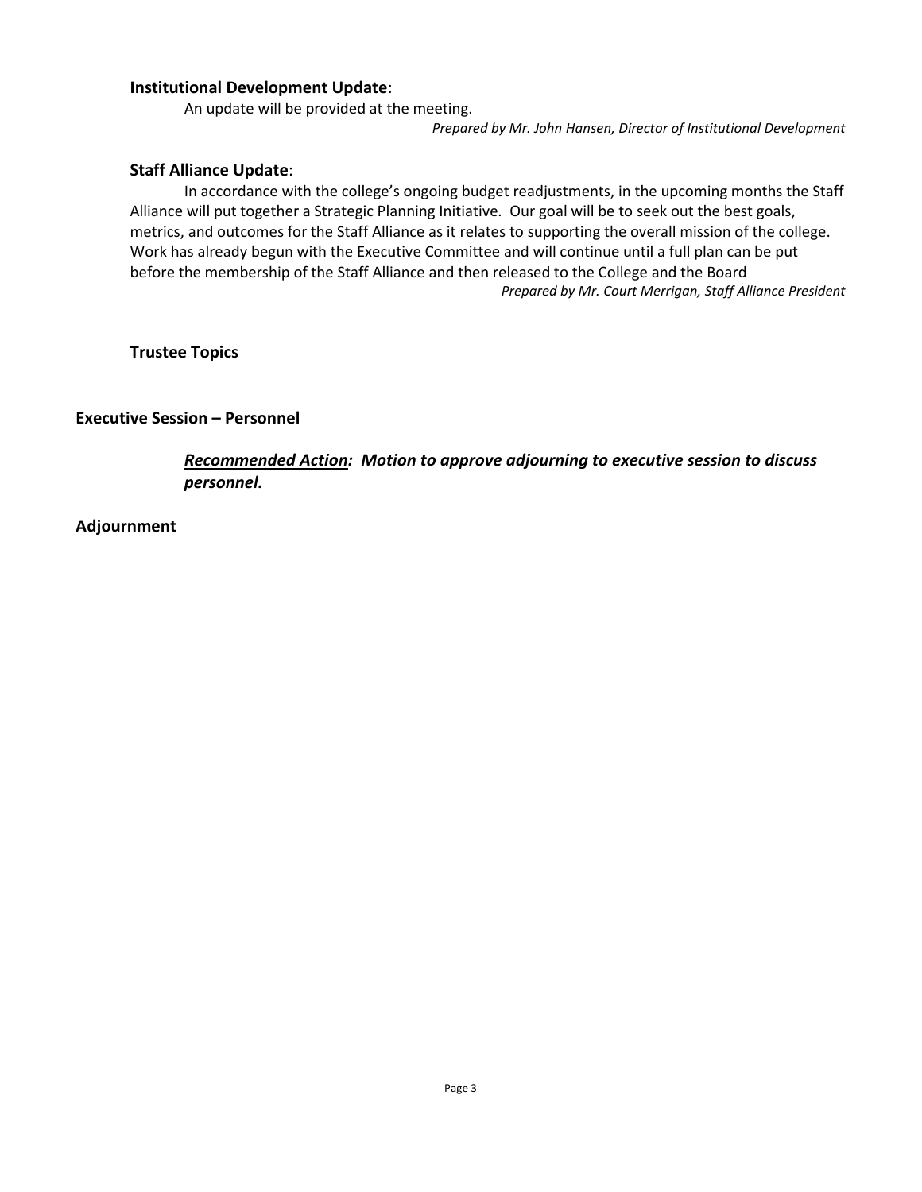### **Institutional Development Update**:

An update will be provided at the meeting.

*Prepared by Mr. John Hansen, Director of Institutional Development*

### **Staff Alliance Update**:

In accordance with the college's ongoing budget readjustments, in the upcoming months the Staff Alliance will put together a Strategic Planning Initiative. Our goal will be to seek out the best goals, metrics, and outcomes for the Staff Alliance as it relates to supporting the overall mission of the college. Work has already begun with the Executive Committee and will continue until a full plan can be put before the membership of the Staff Alliance and then released to the College and the Board

*Prepared by Mr. Court Merrigan, Staff Alliance President*

### **Trustee Topics**

## **Executive Session – Personnel**

***Recommended Action:** Motion to approve adjourning to executive session to discuss personnel.*

## **Adjournment**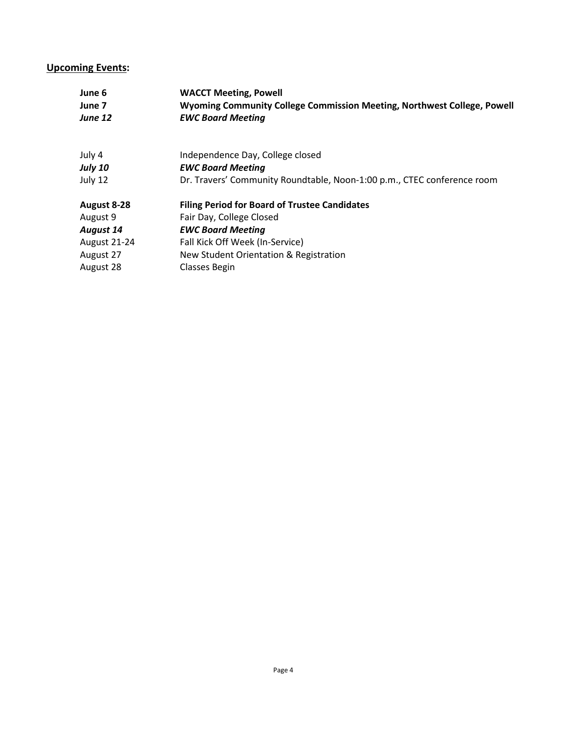**<u>Upcoming Events</u>:**

| | |
|---|---|
| **June 6** | **WACCT Meeting, Powell** |
| **June 7** | **Wyoming Community College Commission Meeting, Northwest College, Powell** |
| ***June 12*** | ***EWC Board Meeting*** |
| | |
| July 4 | Independence Day, College closed |
| ***July 10*** | ***EWC Board Meeting*** |
| July 12 | Dr. Travers' Community Roundtable, Noon-1:00 p.m., CTEC conference room |
| | |
| **August 8-28** | **Filing Period for Board of Trustee Candidates** |
| August 9 | Fair Day, College Closed |
| ***August 14*** | ***EWC Board Meeting*** |
| August 21-24 | Fall Kick Off Week (In-Service) |
| August 27 | New Student Orientation & Registration |
| August 28 | Classes Begin |